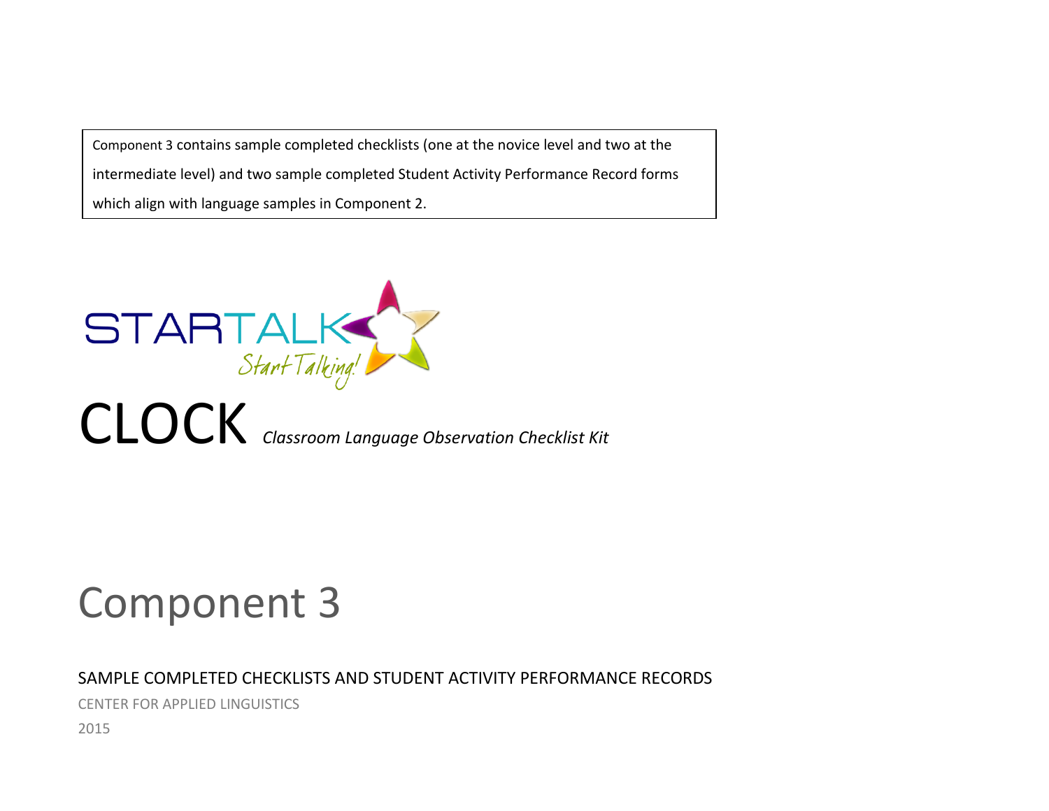Component 3 contains sample completed checklists (one at the novice level and two at the intermediate level) and two sample completed Student Activity Performance Record forms which align with language samples in Component 2.

STARTALK *Start Talking!*

# CLOCK *Classroom Language Observation Checklist Kit*

# Component 3

## SAMPLE COMPLETED CHECKLISTS AND STUDENT ACTIVITY PERFORMANCE RECORDS

CENTER FOR APPLIED LINGUISTICS

2015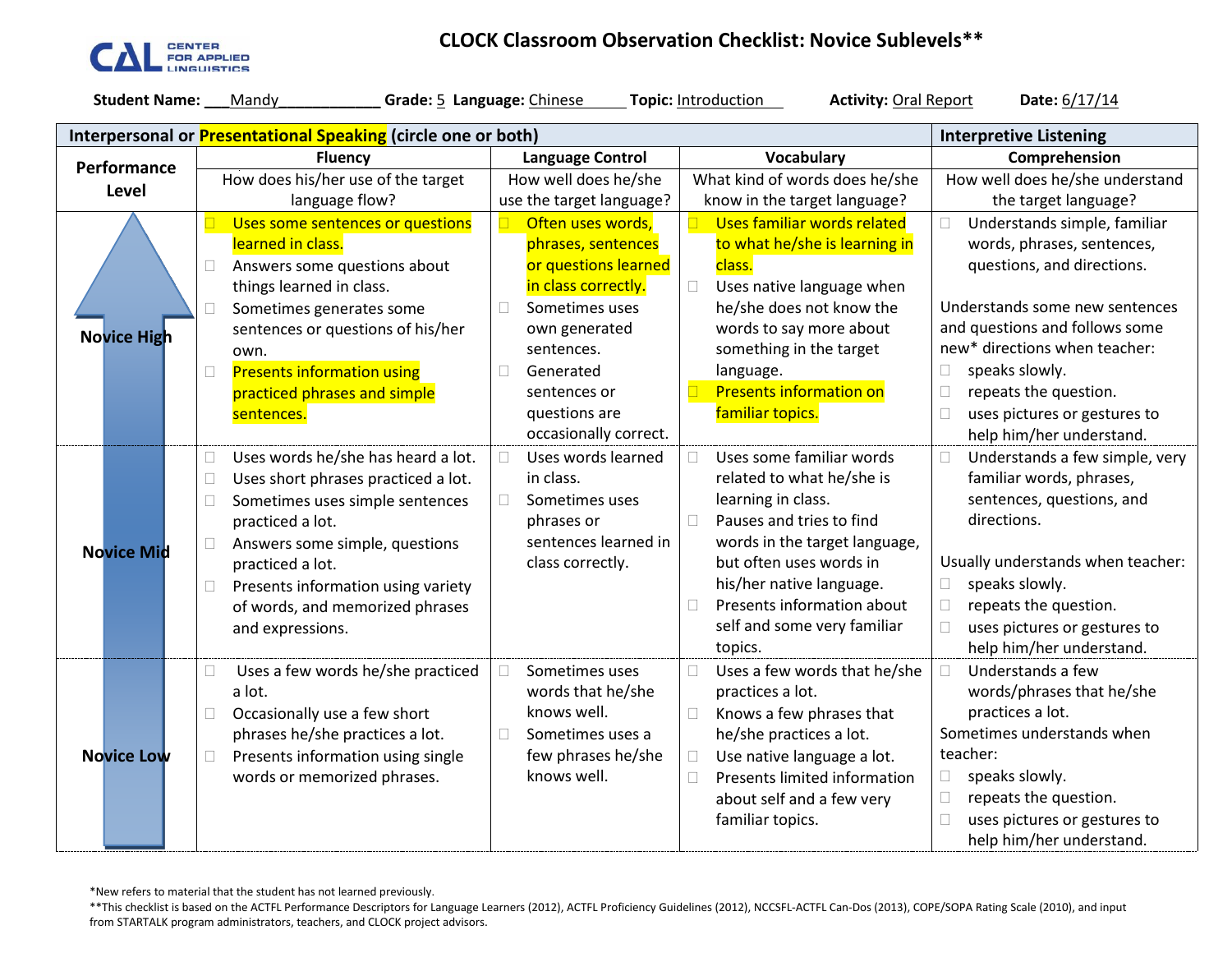# CLOCK Classroom Observation Checklist: Novice Sublevels**

**Student Name:** ___Mandy____________ **Grade:** 5 **Language:** Chinese **Topic:** Introduction **Activity:** Oral Report **Date:** 6/17/14

| | Interpersonal or Presentational Speaking (circle one or both) | | | Interpretive Listening |
|---|---|---|---|---|
| **Performance Level** | **Fluency** How does his/her use of the target language flow? | **Language Control** How well does he/she use the target language? | **Vocabulary** What kind of words does he/she know in the target language? | **Comprehension** How well does he/she understand the target language? |
| **Novice High** | ☐ Uses some sentences or questions learned in class.<br>☐ Answers some questions about things learned in class.<br>☐ Sometimes generates some sentences or questions of his/her own.<br>☐ Presents information using practiced phrases and simple sentences. | ☐ Often uses words, phrases, sentences or questions learned in class correctly.<br>☐ Sometimes uses own generated sentences.<br>☐ Generated sentences or questions are occasionally correct. | ☐ Uses familiar words related to what he/she is learning in class.<br>☐ Uses native language when he/she does not know the words to say more about something in the target language.<br>☐ Presents information on familiar topics. | ☐ Understands simple, familiar words, phrases, sentences, questions, and directions.<br><br>Understands some new sentences and questions and follows some new* directions when teacher:<br>☐ speaks slowly.<br>☐ repeats the question.<br>☐ uses pictures or gestures to help him/her understand. |
| **Novice Mid** | ☐ Uses words he/she has heard a lot.<br>☐ Uses short phrases practiced a lot.<br>☐ Sometimes uses simple sentences practiced a lot.<br>☐ Answers some simple, questions practiced a lot.<br>☐ Presents information using variety of words, and memorized phrases and expressions. | ☐ Uses words learned in class.<br>☐ Sometimes uses phrases or sentences learned in class correctly. | ☐ Uses some familiar words related to what he/she is learning in class.<br>☐ Pauses and tries to find words in the target language, but often uses words in his/her native language.<br>☐ Presents information about self and some very familiar topics. | ☐ Understands a few simple, very familiar words, phrases, sentences, questions, and directions.<br><br>Usually understands when teacher:<br>☐ speaks slowly.<br>☐ repeats the question.<br>☐ uses pictures or gestures to help him/her understand. |
| **Novice Low** | ☐ Uses a few words he/she practiced a lot.<br>☐ Occasionally use a few short phrases he/she practices a lot.<br>☐ Presents information using single words or memorized phrases. | ☐ Sometimes uses words that he/she knows well.<br>☐ Sometimes uses a few phrases he/she knows well. | ☐ Uses a few words that he/she practices a lot.<br>☐ Knows a few phrases that he/she practices a lot.<br>☐ Use native language a lot.<br>☐ Presents limited information about self and a few very familiar topics. | ☐ Understands a few words/phrases that he/she practices a lot.<br>Sometimes understands when teacher:<br>☐ speaks slowly.<br>☐ repeats the question.<br>☐ uses pictures or gestures to help him/her understand. |

*New refers to material that the student has not learned previously.

**This checklist is based on the ACTFL Performance Descriptors for Language Learners (2012), ACTFL Proficiency Guidelines (2012), NCCSFL-ACTFL Can-Dos (2013), COPE/SOPA Rating Scale (2010), and input from STARTALK program administrators, teachers, and CLOCK project advisors.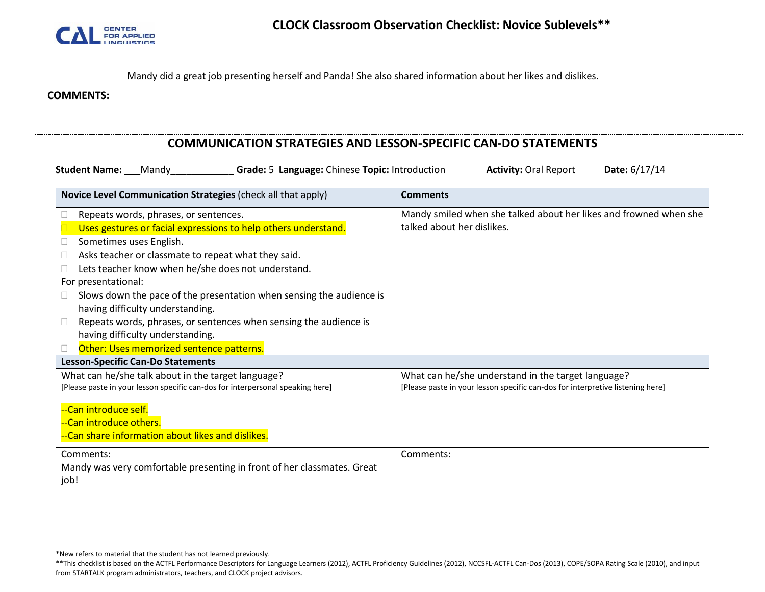# CLOCK Classroom Observation Checklist: Novice Sublevels**

| **COMMENTS:** | Mandy did a great job presenting herself and Panda! She also shared information about her likes and dislikes. |
|---|---|

## COMMUNICATION STRATEGIES AND LESSON-SPECIFIC CAN-DO STATEMENTS

**Student Name:** ___Mandy____________ **Grade:** 5 **Language:** Chinese **Topic:** Introduction **Activity:** Oral Report **Date:** 6/17/14

| **Novice Level Communication Strategies** (check all that apply) | **Comments** |
|---|---|
| ☐ Repeats words, phrases, or sentences.<br>☐ Uses gestures or facial expressions to help others understand.<br>☐ Sometimes uses English.<br>☐ Asks teacher or classmate to repeat what they said.<br>☐ Lets teacher know when he/she does not understand.<br>For presentational:<br>☐ Slows down the pace of the presentation when sensing the audience is having difficulty understanding.<br>☐ Repeats words, phrases, or sentences when sensing the audience is having difficulty understanding.<br>☐ Other: Uses memorized sentence patterns. | Mandy smiled when she talked about her likes and frowned when she talked about her dislikes. |
| **Lesson-Specific Can-Do Statements** | |
| What can he/she talk about in the target language?<br>[Please paste in your lesson specific can-dos for interpersonal speaking here]<br><br>--Can introduce self.<br>--Can introduce others.<br>--Can share information about likes and dislikes. | What can he/she understand in the target language?<br>[Please paste in your lesson specific can-dos for interpretive listening here] |
| Comments:<br>Mandy was very comfortable presenting in front of her classmates. Great job! | Comments: |

*New refers to material that the student has not learned previously.

**This checklist is based on the ACTFL Performance Descriptors for Language Learners (2012), ACTFL Proficiency Guidelines (2012), NCCSFL-ACTFL Can-Dos (2013), COPE/SOPA Rating Scale (2010), and input from STARTALK program administrators, teachers, and CLOCK project advisors.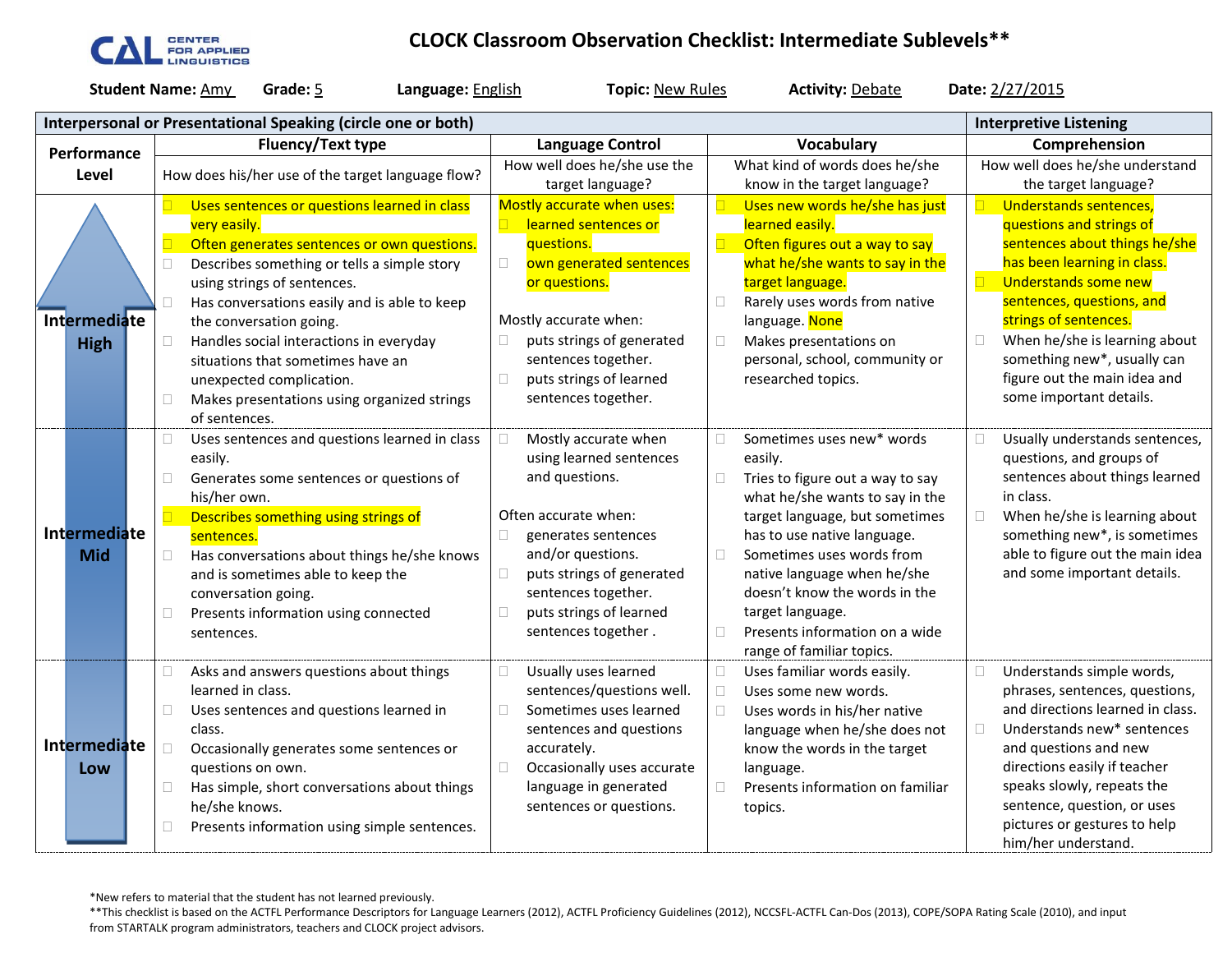# CLOCK Classroom Observation Checklist: Intermediate Sublevels**

**Student Name:** Amy **Grade:** 5 **Language:** English **Topic:** New Rules **Activity:** Debate **Date:** 2/27/2015

| **Interpersonal or Presentational Speaking (circle one or both)** | | | | **Interpretive Listening** |
|---|---|---|---|---|
| **Performance Level** | **Fluency/Text type**<br>How does his/her use of the target language flow? | **Language Control**<br>How well does he/she use the target language? | **Vocabulary**<br>What kind of words does he/she know in the target language? | **Comprehension**<br>How well does he/she understand the target language? |
| **Intermediate High** | ☐ Uses sentences or questions learned in class very easily.<br>☐ Often generates sentences or own questions.<br>☐ Describes something or tells a simple story using strings of sentences.<br>☐ Has conversations easily and is able to keep the conversation going.<br>☐ Handles social interactions in everyday situations that sometimes have an unexpected complication.<br>☐ Makes presentations using organized strings of sentences. | Mostly accurate when uses:<br>☐ learned sentences or questions.<br>☐ own generated sentences or questions.<br><br>Mostly accurate when:<br>☐ puts strings of generated sentences together.<br>☐ puts strings of learned sentences together. | ☐ Uses new words he/she has just learned easily.<br>☐ Often figures out a way to say what he/she wants to say in the target language.<br>☐ Rarely uses words from native language. None<br>☐ Makes presentations on personal, school, community or researched topics. | ☐ Understands sentences, questions and strings of sentences about things he/she has been learning in class.<br>☐ Understands some new sentences, questions, and strings of sentences.<br>☐ When he/she is learning about something new*, usually can figure out the main idea and some important details. |
| **Intermediate Mid** | ☐ Uses sentences and questions learned in class easily.<br>☐ Generates some sentences or questions of his/her own.<br>☐ Describes something using strings of sentences.<br>☐ Has conversations about things he/she knows and is sometimes able to keep the conversation going.<br>☐ Presents information using connected sentences. | ☐ Mostly accurate when using learned sentences and questions.<br><br>Often accurate when:<br>☐ generates sentences and/or questions.<br>☐ puts strings of generated sentences together.<br>☐ puts strings of learned sentences together . | ☐ Sometimes uses new* words easily.<br>☐ Tries to figure out a way to say what he/she wants to say in the target language, but sometimes has to use native language.<br>☐ Sometimes uses words from native language when he/she doesn't know the words in the target language.<br>☐ Presents information on a wide range of familiar topics. | ☐ Usually understands sentences, questions, and groups of sentences about things learned in class.<br>☐ When he/she is learning about something new*, is sometimes able to figure out the main idea and some important details. |
| **Intermediate Low** | ☐ Asks and answers questions about things learned in class.<br>☐ Uses sentences and questions learned in class.<br>☐ Occasionally generates some sentences or questions on own.<br>☐ Has simple, short conversations about things he/she knows.<br>☐ Presents information using simple sentences. | ☐ Usually uses learned sentences/questions well.<br>☐ Sometimes uses learned sentences and questions accurately.<br>☐ Occasionally uses accurate language in generated sentences or questions. | ☐ Uses familiar words easily.<br>☐ Uses some new words.<br>☐ Uses words in his/her native language when he/she does not know the words in the target language.<br>☐ Presents information on familiar topics. | ☐ Understands simple words, phrases, sentences, questions, and directions learned in class.<br>☐ Understands new* sentences and questions and new directions easily if teacher speaks slowly, repeats the sentence, question, or uses pictures or gestures to help him/her understand. |

*New refers to material that the student has not learned previously.
**This checklist is based on the ACTFL Performance Descriptors for Language Learners (2012), ACTFL Proficiency Guidelines (2012), NCCSFL-ACTFL Can-Dos (2013), COPE/SOPA Rating Scale (2010), and input from STARTALK program administrators, teachers and CLOCK project advisors.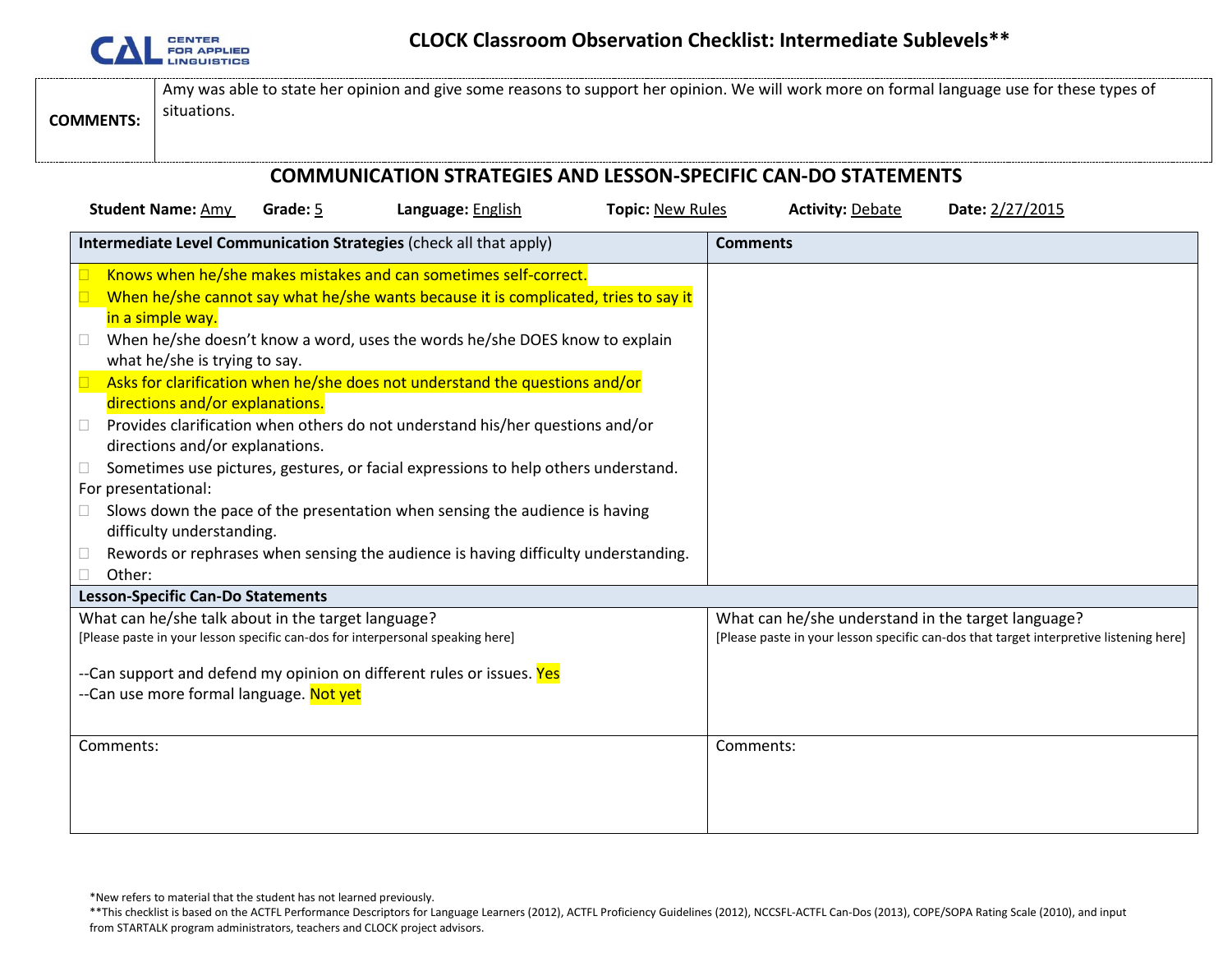# CLOCK Classroom Observation Checklist: Intermediate Sublevels**

| COMMENTS: | Amy was able to state her opinion and give some reasons to support her opinion. We will work more on formal language use for these types of situations. |
|---|---|

## COMMUNICATION STRATEGIES AND LESSON-SPECIFIC CAN-DO STATEMENTS

**Student Name:** Amy **Grade:** 5 **Language:** English **Topic:** New Rules **Activity:** Debate **Date:** 2/27/2015

| **Intermediate Level Communication Strategies** (check all that apply) | **Comments** |
|---|---|
| ☐ Knows when he/she makes mistakes and can sometimes self-correct.<br>☐ When he/she cannot say what he/she wants because it is complicated, tries to say it in a simple way.<br>☐ When he/she doesn't know a word, uses the words he/she DOES know to explain what he/she is trying to say.<br>☐ Asks for clarification when he/she does not understand the questions and/or directions and/or explanations.<br>☐ Provides clarification when others do not understand his/her questions and/or directions and/or explanations.<br>☐ Sometimes use pictures, gestures, or facial expressions to help others understand.<br>For presentational:<br>☐ Slows down the pace of the presentation when sensing the audience is having difficulty understanding.<br>☐ Rewords or rephrases when sensing the audience is having difficulty understanding.<br>☐ Other: | |
| **Lesson-Specific Can-Do Statements** | |
| What can he/she talk about in the target language?<br>[Please paste in your lesson specific can-dos for interpersonal speaking here]<br><br>--Can support and defend my opinion on different rules or issues. Yes<br>--Can use more formal language. Not yet | What can he/she understand in the target language?<br>[Please paste in your lesson specific can-dos that target interpretive listening here] |
| Comments: | Comments: |

*New refers to material that the student has not learned previously.

**This checklist is based on the ACTFL Performance Descriptors for Language Learners (2012), ACTFL Proficiency Guidelines (2012), NCCSFL-ACTFL Can-Dos (2013), COPE/SOPA Rating Scale (2010), and input from STARTALK program administrators, teachers and CLOCK project advisors.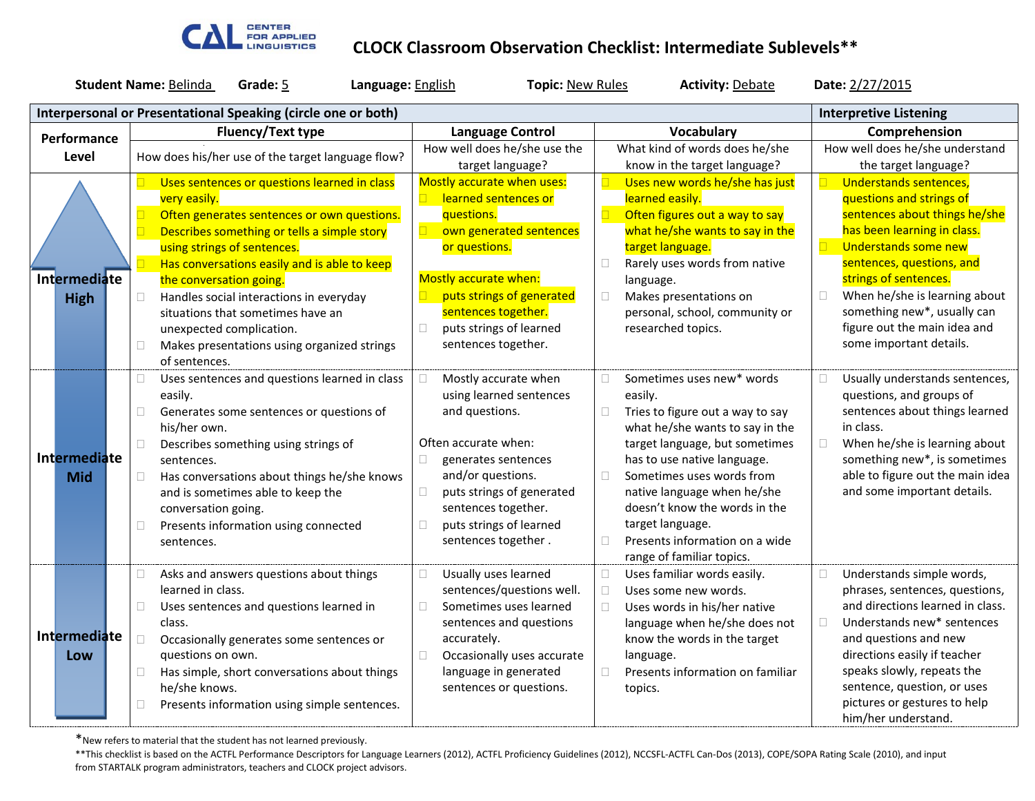# CLOCK Classroom Observation Checklist: Intermediate Sublevels**

CENTER FOR APPLIED LINGUISTICS

**Student Name:** Belinda **Grade:** 5 **Language:** English **Topic:** New Rules **Activity:** Debate **Date:** 2/27/2015

| | Interpersonal or Presentational Speaking (circle one or both) | | | Interpretive Listening |
|---|---|---|---|---|
| **Performance Level** | **Fluency/Text type** | **Language Control** | **Vocabulary** | **Comprehension** |
| | How does his/her use of the target language flow? | How well does he/she use the target language? | What kind of words does he/she know in the target language? | How well does he/she understand the target language? |
| **Intermediate High** | ☐ Uses sentences or questions learned in class very easily.<br>☐ Often generates sentences or own questions.<br>☐ Describes something or tells a simple story using strings of sentences.<br>☐ Has conversations easily and is able to keep the conversation going.<br>☐ Handles social interactions in everyday situations that sometimes have an unexpected complication.<br>☐ Makes presentations using organized strings of sentences. | Mostly accurate when uses:<br>☐ learned sentences or questions.<br>☐ own generated sentences or questions.<br><br>Mostly accurate when:<br>☐ puts strings of generated sentences together.<br>☐ puts strings of learned sentences together. | ☐ Uses new words he/she has just learned easily.<br>☐ Often figures out a way to say what he/she wants to say in the target language.<br>☐ Rarely uses words from native language.<br>☐ Makes presentations on personal, school, community or researched topics. | ☐ Understands sentences, questions and strings of sentences about things he/she has been learning in class.<br>☐ Understands some new sentences, questions, and strings of sentences.<br>☐ When he/she is learning about something new*, usually can figure out the main idea and some important details. |
| **Intermediate Mid** | ☐ Uses sentences and questions learned in class easily.<br>☐ Generates some sentences or questions of his/her own.<br>☐ Describes something using strings of sentences.<br>☐ Has conversations about things he/she knows and is sometimes able to keep the conversation going.<br>☐ Presents information using connected sentences. | ☐ Mostly accurate when using learned sentences and questions.<br><br>Often accurate when:<br>☐ generates sentences and/or questions.<br>☐ puts strings of generated sentences together.<br>☐ puts strings of learned sentences together . | ☐ Sometimes uses new* words easily.<br>☐ Tries to figure out a way to say what he/she wants to say in the target language, but sometimes has to use native language.<br>☐ Sometimes uses words from native language when he/she doesn't know the words in the target language.<br>☐ Presents information on a wide range of familiar topics. | ☐ Usually understands sentences, questions, and groups of sentences about things learned in class.<br>☐ When he/she is learning about something new*, is sometimes able to figure out the main idea and some important details. |
| **Intermediate Low** | ☐ Asks and answers questions about things learned in class.<br>☐ Uses sentences and questions learned in class.<br>☐ Occasionally generates some sentences or questions on own.<br>☐ Has simple, short conversations about things he/she knows.<br>☐ Presents information using simple sentences. | ☐ Usually uses learned sentences/questions well.<br>☐ Sometimes uses learned sentences and questions accurately.<br>☐ Occasionally uses accurate language in generated sentences or questions. | ☐ Uses familiar words easily.<br>☐ Uses some new words.<br>☐ Uses words in his/her native language when he/she does not know the words in the target language.<br>☐ Presents information on familiar topics. | ☐ Understands simple words, phrases, sentences, questions, and directions learned in class.<br>☐ Understands new* sentences and questions and new directions easily if teacher speaks slowly, repeats the sentence, question, or uses pictures or gestures to help him/her understand. |

*New refers to material that the student has not learned previously.

**This checklist is based on the ACTFL Performance Descriptors for Language Learners (2012), ACTFL Proficiency Guidelines (2012), NCCSFL-ACTFL Can-Dos (2013), COPE/SOPA Rating Scale (2010), and input from STARTALK program administrators, teachers and CLOCK project advisors.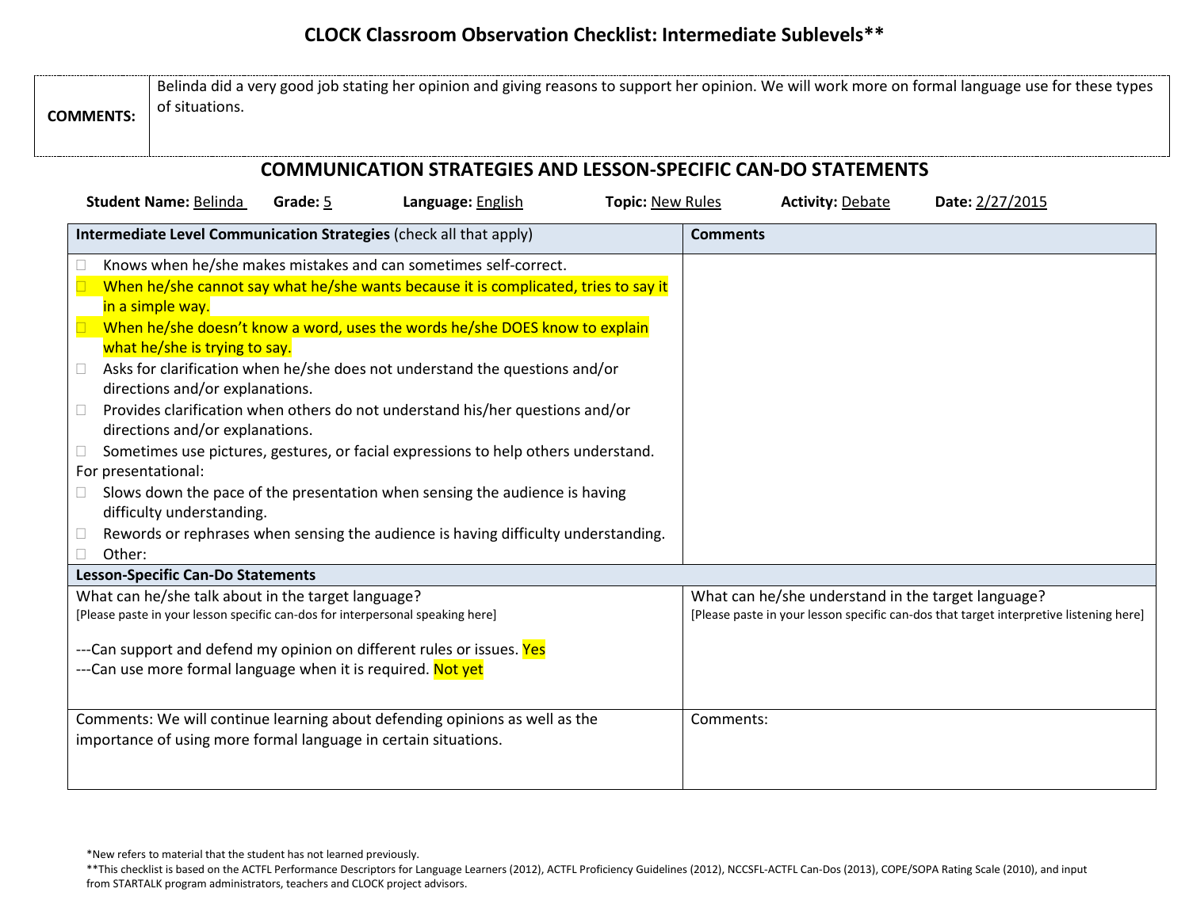# CLOCK Classroom Observation Checklist: Intermediate Sublevels**

| COMMENTS: | Belinda did a very good job stating her opinion and giving reasons to support her opinion. We will work more on formal language use for these types of situations. |
|---|---|

## COMMUNICATION STRATEGIES AND LESSON-SPECIFIC CAN-DO STATEMENTS

**Student Name:** Belinda **Grade:** 5 **Language:** English **Topic:** New Rules **Activity:** Debate **Date:** 2/27/2015

| **Intermediate Level Communication Strategies** (check all that apply) | **Comments** |
|---|---|
| ☐ Knows when he/she makes mistakes and can sometimes self-correct.<br>☐ When he/she cannot say what he/she wants because it is complicated, tries to say it in a simple way.<br>☐ When he/she doesn't know a word, uses the words he/she DOES know to explain what he/she is trying to say.<br>☐ Asks for clarification when he/she does not understand the questions and/or directions and/or explanations.<br>☐ Provides clarification when others do not understand his/her questions and/or directions and/or explanations.<br>☐ Sometimes use pictures, gestures, or facial expressions to help others understand.<br>For presentational:<br>☐ Slows down the pace of the presentation when sensing the audience is having difficulty understanding.<br>☐ Rewords or rephrases when sensing the audience is having difficulty understanding.<br>☐ Other: | |
| **Lesson-Specific Can-Do Statements** | |
| What can he/she talk about in the target language?<br>[Please paste in your lesson specific can-dos for interpersonal speaking here]<br><br>---Can support and defend my opinion on different rules or issues. Yes<br>---Can use more formal language when it is required. Not yet | What can he/she understand in the target language?<br>[Please paste in your lesson specific can-dos that target interpretive listening here] |
| Comments: We will continue learning about defending opinions as well as the importance of using more formal language in certain situations. | Comments: |

*New refers to material that the student has not learned previously.

**This checklist is based on the ACTFL Performance Descriptors for Language Learners (2012), ACTFL Proficiency Guidelines (2012), NCCSFL-ACTFL Can-Dos (2013), COPE/SOPA Rating Scale (2010), and input from STARTALK program administrators, teachers and CLOCK project advisors.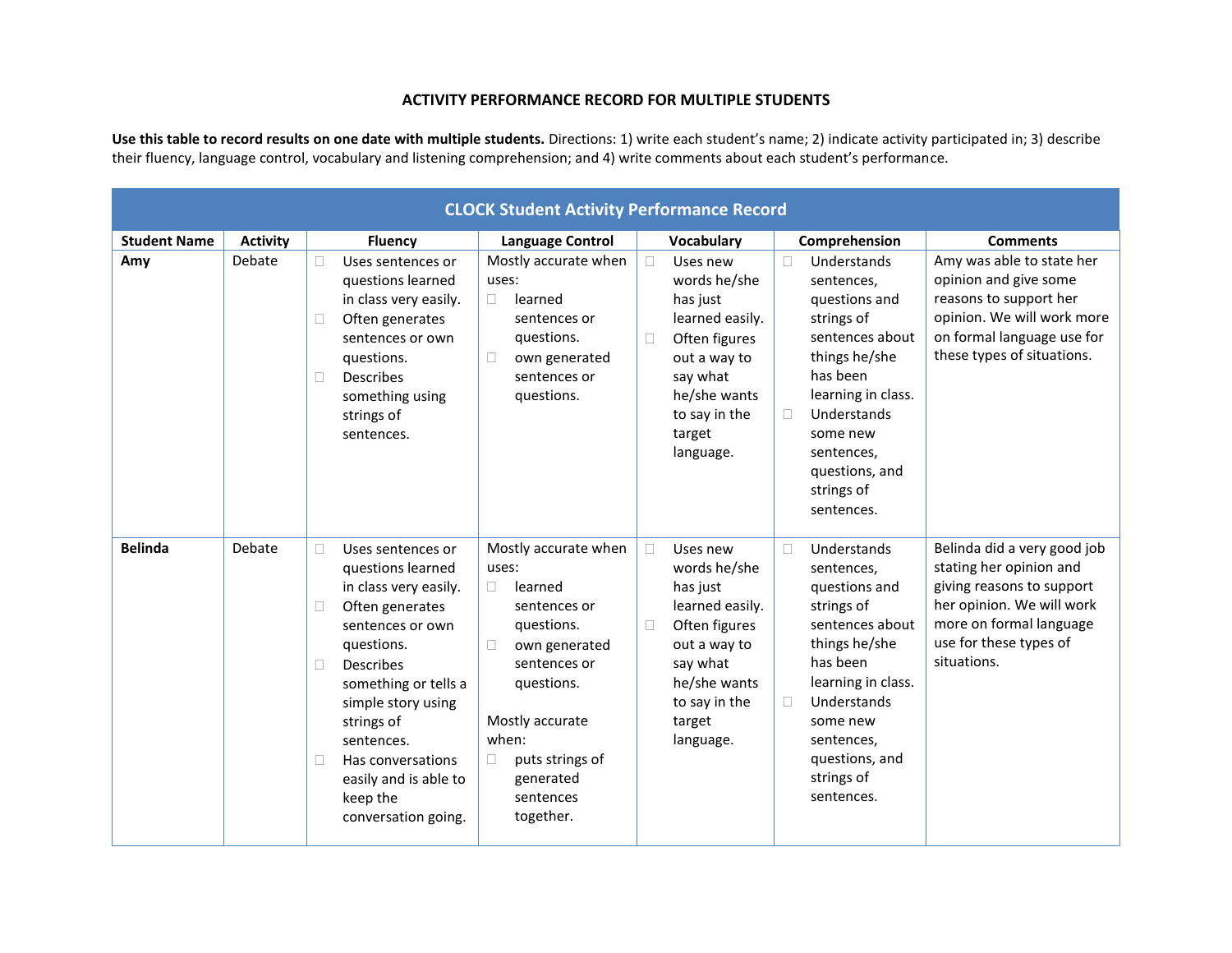# ACTIVITY PERFORMANCE RECORD FOR MULTIPLE STUDENTS

**Use this table to record results on one date with multiple students.** Directions: 1) write each student's name; 2) indicate activity participated in; 3) describe their fluency, language control, vocabulary and listening comprehension; and 4) write comments about each student's performance.

| CLOCK Student Activity Performance Record | | | | | | |
|---|---|---|---|---|---|---|
| **Student Name** | **Activity** | **Fluency** | **Language Control** | **Vocabulary** | **Comprehension** | **Comments** |
| **Amy** | Debate | ☐ Uses sentences or questions learned in class very easily.<br>☐ Often generates sentences or own questions.<br>☐ Describes something using strings of sentences. | Mostly accurate when uses:<br>☐ learned sentences or questions.<br>☐ own generated sentences or questions. | ☐ Uses new words he/she has just learned easily.<br>☐ Often figures out a way to say what he/she wants to say in the target language. | ☐ Understands sentences, questions and strings of sentences about things he/she has been learning in class.<br>☐ Understands some new sentences, questions, and strings of sentences. | Amy was able to state her opinion and give some reasons to support her opinion. We will work more on formal language use for these types of situations. |
| **Belinda** | Debate | ☐ Uses sentences or questions learned in class very easily.<br>☐ Often generates sentences or own questions.<br>☐ Describes something or tells a simple story using strings of sentences.<br>☐ Has conversations easily and is able to keep the conversation going. | Mostly accurate when uses:<br>☐ learned sentences or questions.<br>☐ own generated sentences or questions.<br><br>Mostly accurate when:<br>☐ puts strings of generated sentences together. | ☐ Uses new words he/she has just learned easily.<br>☐ Often figures out a way to say what he/she wants to say in the target language. | ☐ Understands sentences, questions and strings of sentences about things he/she has been learning in class.<br>☐ Understands some new sentences, questions, and strings of sentences. | Belinda did a very good job stating her opinion and giving reasons to support her opinion. We will work more on formal language use for these types of situations. |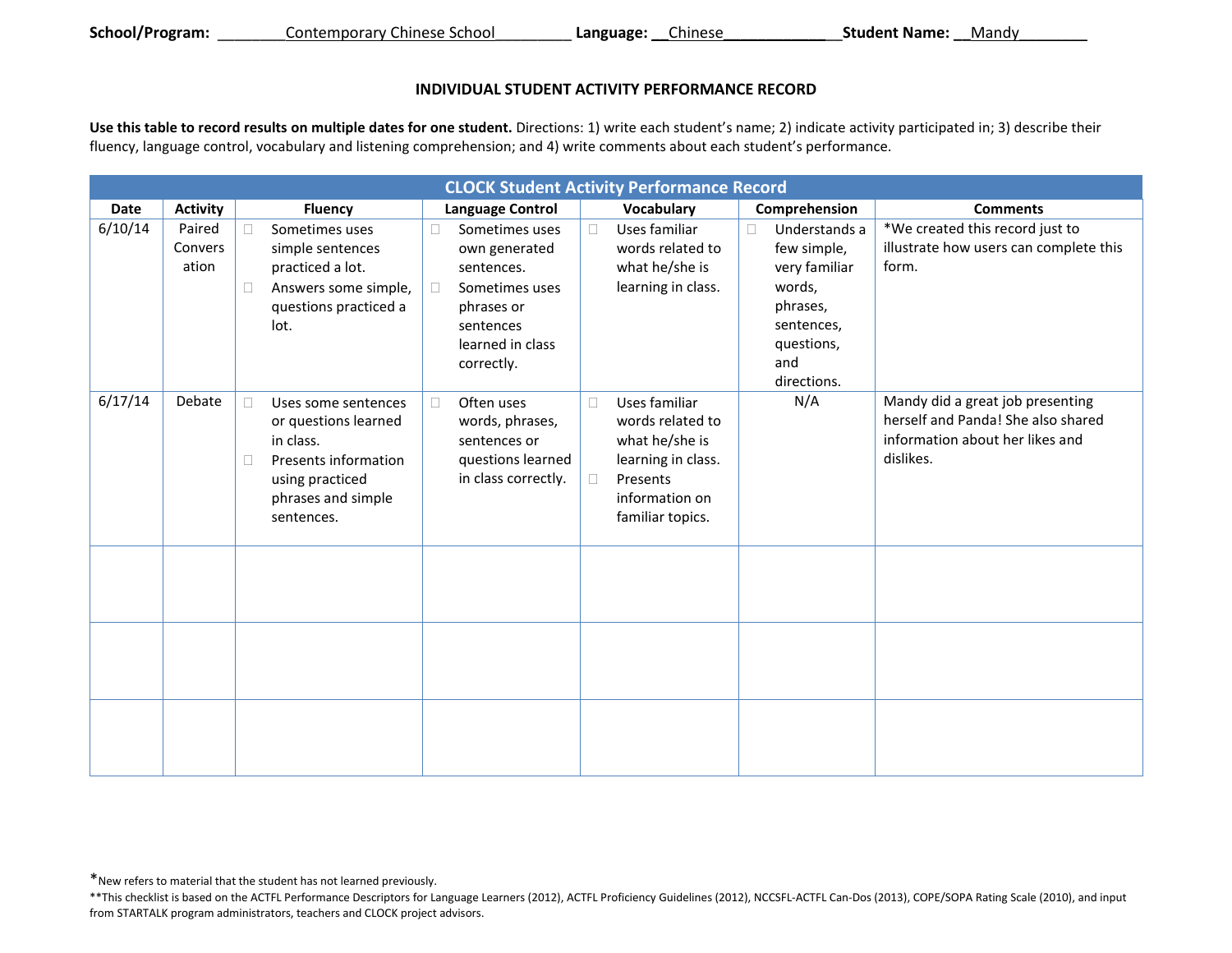**School/Program:** ________Contemporary Chinese School_________ **Language:** __Chinese_____________ **Student Name:** __Mandy________

**INDIVIDUAL STUDENT ACTIVITY PERFORMANCE RECORD**

**Use this table to record results on multiple dates for one student.** Directions: 1) write each student's name; 2) indicate activity participated in; 3) describe their fluency, language control, vocabulary and listening comprehension; and 4) write comments about each student's performance.

| CLOCK Student Activity Performance Record | | | | | | |
|---|---|---|---|---|---|---|
| **Date** | **Activity** | **Fluency** | **Language Control** | **Vocabulary** | **Comprehension** | **Comments** |
| 6/10/14 | Paired Conversation | ☐ Sometimes uses simple sentences practiced a lot. ☐ Answers some simple, questions practiced a lot. | ☐ Sometimes uses own generated sentences. ☐ Sometimes uses phrases or sentences learned in class correctly. | ☐ Uses familiar words related to what he/she is learning in class. | ☐ Understands a few simple, very familiar words, phrases, sentences, questions, and directions. | *We created this record just to illustrate how users can complete this form. |
| 6/17/14 | Debate | ☐ Uses some sentences or questions learned in class. ☐ Presents information using practiced phrases and simple sentences. | ☐ Often uses words, phrases, sentences or questions learned in class correctly. | ☐ Uses familiar words related to what he/she is learning in class. ☐ Presents information on familiar topics. | N/A | Mandy did a great job presenting herself and Panda! She also shared information about her likes and dislikes. |
| | | | | | | |
| | | | | | | |
| | | | | | | |

*New refers to material that the student has not learned previously.

**This checklist is based on the ACTFL Performance Descriptors for Language Learners (2012), ACTFL Proficiency Guidelines (2012), NCCSFL-ACTFL Can-Dos (2013), COPE/SOPA Rating Scale (2010), and input from STARTALK program administrators, teachers and CLOCK project advisors.